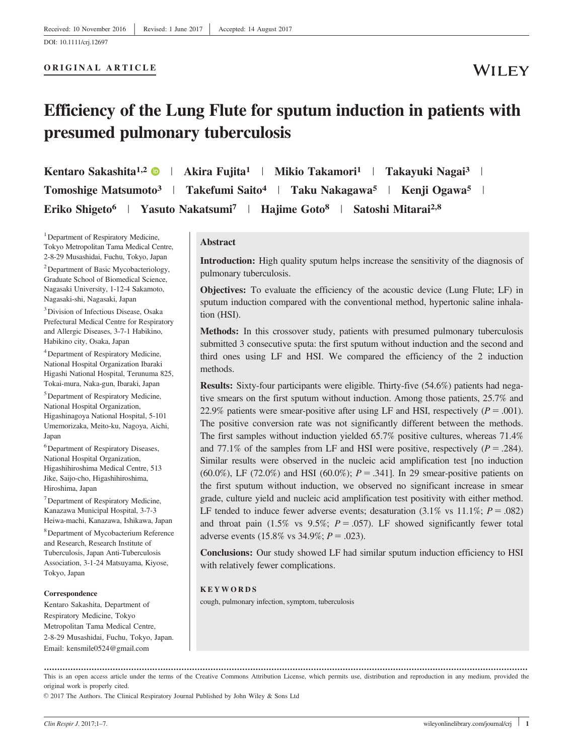Received: 10 November 2016 | Revised: 1 June 2017 | Accepted: 14 August 2017

DOI: 10.1111/crj.12697

**ORIGINAL ARTICLE**

# Efficiency of the Lung Flute for sputum induction in patients with presumed pulmonary tuberculosis

**Kentaro Sakashita[1,2] | Akira Fujita[1] | Mikio Takamori[1] | Takayuki Nagai[3] | Tomoshige Matsumoto[3] | Takefumi Saito[4] | Taku Nakagawa[5] | Kenji Ogawa[5] | Eriko Shigeto[6] | Yasuto Nakatsumi[7] | Hajime Goto[8] | Satoshi Mitarai[2,8]**

[1] Department of Respiratory Medicine, Tokyo Metropolitan Tama Medical Centre, 2-8-29 Musashidai, Fuchu, Tokyo, Japan

[2] Department of Basic Mycobacteriology, Graduate School of Biomedical Science, Nagasaki University, 1-12-4 Sakamoto, Nagasaki-shi, Nagasaki, Japan

[3] Division of Infectious Disease, Osaka Prefectural Medical Centre for Respiratory and Allergic Diseases, 3-7-1 Habikino, Habikino city, Osaka, Japan

[4] Department of Respiratory Medicine, National Hospital Organization Ibaraki Higashi National Hospital, Terunuma 825, Tokai-mura, Naka-gun, Ibaraki, Japan

[5] Department of Respiratory Medicine, National Hospital Organization, Higashinagoya National Hospital, 5-101 Umemorizaka, Meito-ku, Nagoya, Aichi, Japan

[6] Department of Respiratory Diseases, National Hospital Organization, Higashihiroshima Medical Centre, 513 Jike, Saijo-cho, Higashihiroshima, Hiroshima, Japan

[7] Department of Respiratory Medicine, Kanazawa Municipal Hospital, 3-7-3 Heiwa-machi, Kanazawa, Ishikawa, Japan

[8] Department of Mycobacterium Reference and Research, Research Institute of Tuberculosis, Japan Anti-Tuberculosis Association, 3-1-24 Matsuyama, Kiyose, Tokyo, Japan

**Correspondence**

Kentaro Sakashita, Department of Respiratory Medicine, Tokyo Metropolitan Tama Medical Centre, 2-8-29 Musashidai, Fuchu, Tokyo, Japan.
Email: kensmile0524@gmail.com

## Abstract

**Introduction:** High quality sputum helps increase the sensitivity of the diagnosis of pulmonary tuberculosis.

**Objectives:** To evaluate the efficiency of the acoustic device (Lung Flute; LF) in sputum induction compared with the conventional method, hypertonic saline inhalation (HSI).

**Methods:** In this crossover study, patients with presumed pulmonary tuberculosis submitted 3 consecutive sputa: the first sputum without induction and the second and third ones using LF and HSI. We compared the efficiency of the 2 induction methods.

**Results:** Sixty-four participants were eligible. Thirty-five (54.6%) patients had negative smears on the first sputum without induction. Among those patients, 25.7% and 22.9% patients were smear-positive after using LF and HSI, respectively ($P = .001$). The positive conversion rate was not significantly different between the methods. The first samples without induction yielded 65.7% positive cultures, whereas 71.4% and 77.1% of the samples from LF and HSI were positive, respectively ($P = .284$). Similar results were observed in the nucleic acid amplification test [no induction (60.0%), LF (72.0%) and HSI (60.0%); $P = .341$]. In 29 smear-positive patients on the first sputum without induction, we observed no significant increase in smear grade, culture yield and nucleic acid amplification test positivity with either method. LF tended to induce fewer adverse events; desaturation (3.1% vs 11.1%; $P = .082$) and throat pain (1.5% vs 9.5%; $P = .057$). LF showed significantly fewer total adverse events (15.8% vs 34.9%; $P = .023$).

**Conclusions:** Our study showed LF had similar sputum induction efficiency to HSI with relatively fewer complications.

**KEYWORDS**

cough, pulmonary infection, symptom, tuberculosis

This is an open access article under the terms of the Creative Commons Attribution License, which permits use, distribution and reproduction in any medium, provided the original work is properly cited.

© 2017 The Authors. The Clinical Respiratory Journal Published by John Wiley & Sons Ltd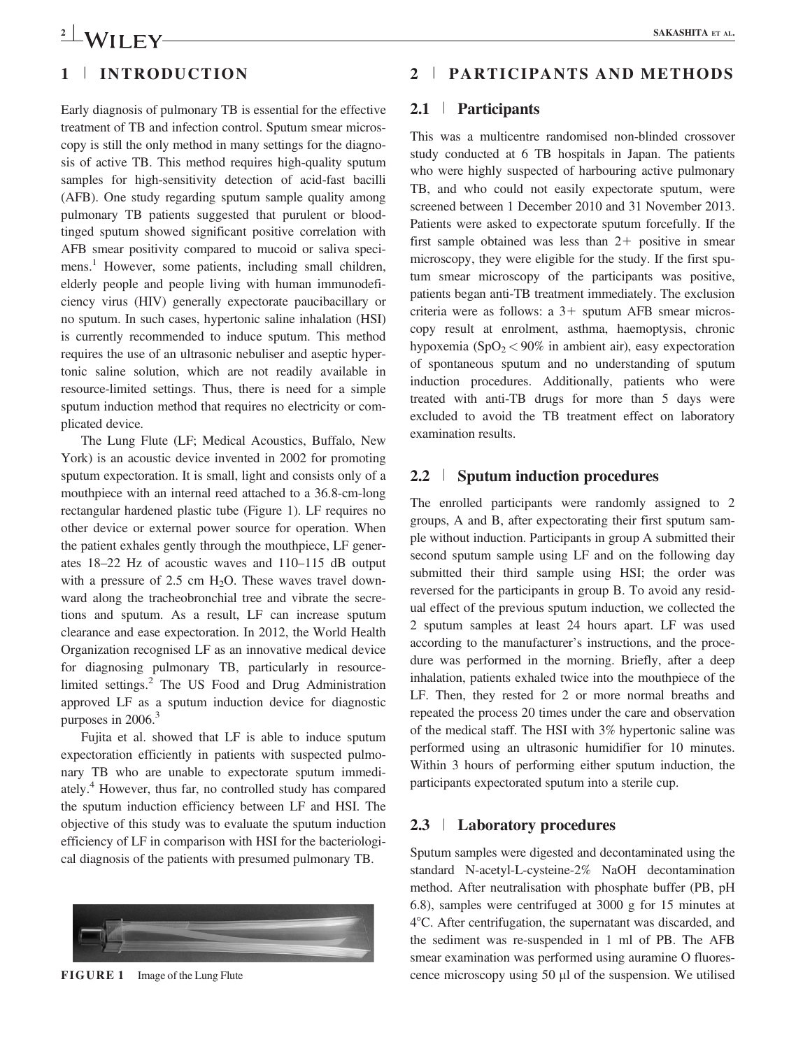## 1 | INTRODUCTION

Early diagnosis of pulmonary TB is essential for the effective treatment of TB and infection control. Sputum smear microscopy is still the only method in many settings for the diagnosis of active TB. This method requires high-quality sputum samples for high-sensitivity detection of acid-fast bacilli (AFB). One study regarding sputum sample quality among pulmonary TB patients suggested that purulent or blood-tinged sputum showed significant positive correlation with AFB smear positivity compared to mucoid or saliva specimens.[1] However, some patients, including small children, elderly people and people living with human immunodeficiency virus (HIV) generally expectorate paucibacillary or no sputum. In such cases, hypertonic saline inhalation (HSI) is currently recommended to induce sputum. This method requires the use of an ultrasonic nebuliser and aseptic hypertonic saline solution, which are not readily available in resource-limited settings. Thus, there is need for a simple sputum induction method that requires no electricity or complicated device.

The Lung Flute (LF; Medical Acoustics, Buffalo, New York) is an acoustic device invented in 2002 for promoting sputum expectoration. It is small, light and consists only of a mouthpiece with an internal reed attached to a 36.8-cm-long rectangular hardened plastic tube (Figure 1). LF requires no other device or external power source for operation. When the patient exhales gently through the mouthpiece, LF generates 18–22 Hz of acoustic waves and 110–115 dB output with a pressure of 2.5 cm $H_2O$. These waves travel downward along the tracheobronchial tree and vibrate the secretions and sputum. As a result, LF can increase sputum clearance and ease expectoration. In 2012, the World Health Organization recognised LF as an innovative medical device for diagnosing pulmonary TB, particularly in resource-limited settings.[2] The US Food and Drug Administration approved LF as a sputum induction device for diagnostic purposes in 2006.[3]

Fujita et al. showed that LF is able to induce sputum expectoration efficiently in patients with suspected pulmonary TB who are unable to expectorate sputum immediately.[4] However, thus far, no controlled study has compared the sputum induction efficiency between LF and HSI. The objective of this study was to evaluate the sputum induction efficiency of LF in comparison with HSI for the bacteriological diagnosis of the patients with presumed pulmonary TB.

FIGURE 1 Image of the Lung Flute

## 2 | PARTICIPANTS AND METHODS

### 2.1 | Participants

This was a multicentre randomised non-blinded crossover study conducted at 6 TB hospitals in Japan. The patients who were highly suspected of harbouring active pulmonary TB, and who could not easily expectorate sputum, were screened between 1 December 2010 and 31 November 2013. Patients were asked to expectorate sputum forcefully. If the first sample obtained was less than 2+ positive in smear microscopy, they were eligible for the study. If the first sputum smear microscopy of the participants was positive, patients began anti-TB treatment immediately. The exclusion criteria were as follows: a 3+ sputum AFB smear microscopy result at enrolment, asthma, haemoptysis, chronic hypoxemia ($SpO_2 < 90\%$ in ambient air), easy expectoration of spontaneous sputum and no understanding of sputum induction procedures. Additionally, patients who were treated with anti-TB drugs for more than 5 days were excluded to avoid the TB treatment effect on laboratory examination results.

### 2.2 | Sputum induction procedures

The enrolled participants were randomly assigned to 2 groups, A and B, after expectorating their first sputum sample without induction. Participants in group A submitted their second sputum sample using LF and on the following day submitted their third sample using HSI; the order was reversed for the participants in group B. To avoid any residual effect of the previous sputum induction, we collected the 2 sputum samples at least 24 hours apart. LF was used according to the manufacturer's instructions, and the procedure was performed in the morning. Briefly, after a deep inhalation, patients exhaled twice into the mouthpiece of the LF. Then, they rested for 2 or more normal breaths and repeated the process 20 times under the care and observation of the medical staff. The HSI with 3% hypertonic saline was performed using an ultrasonic humidifier for 10 minutes. Within 3 hours of performing either sputum induction, the participants expectorated sputum into a sterile cup.

### 2.3 | Laboratory procedures

Sputum samples were digested and decontaminated using the standard N-acetyl-L-cysteine-2% NaOH decontamination method. After neutralisation with phosphate buffer (PB, pH 6.8), samples were centrifuged at 3000 g for 15 minutes at 4°C. After centrifugation, the supernatant was discarded, and the sediment was re-suspended in 1 ml of PB. The AFB smear examination was performed using auramine O fluorescence microscopy using 50 μl of the suspension. We utilised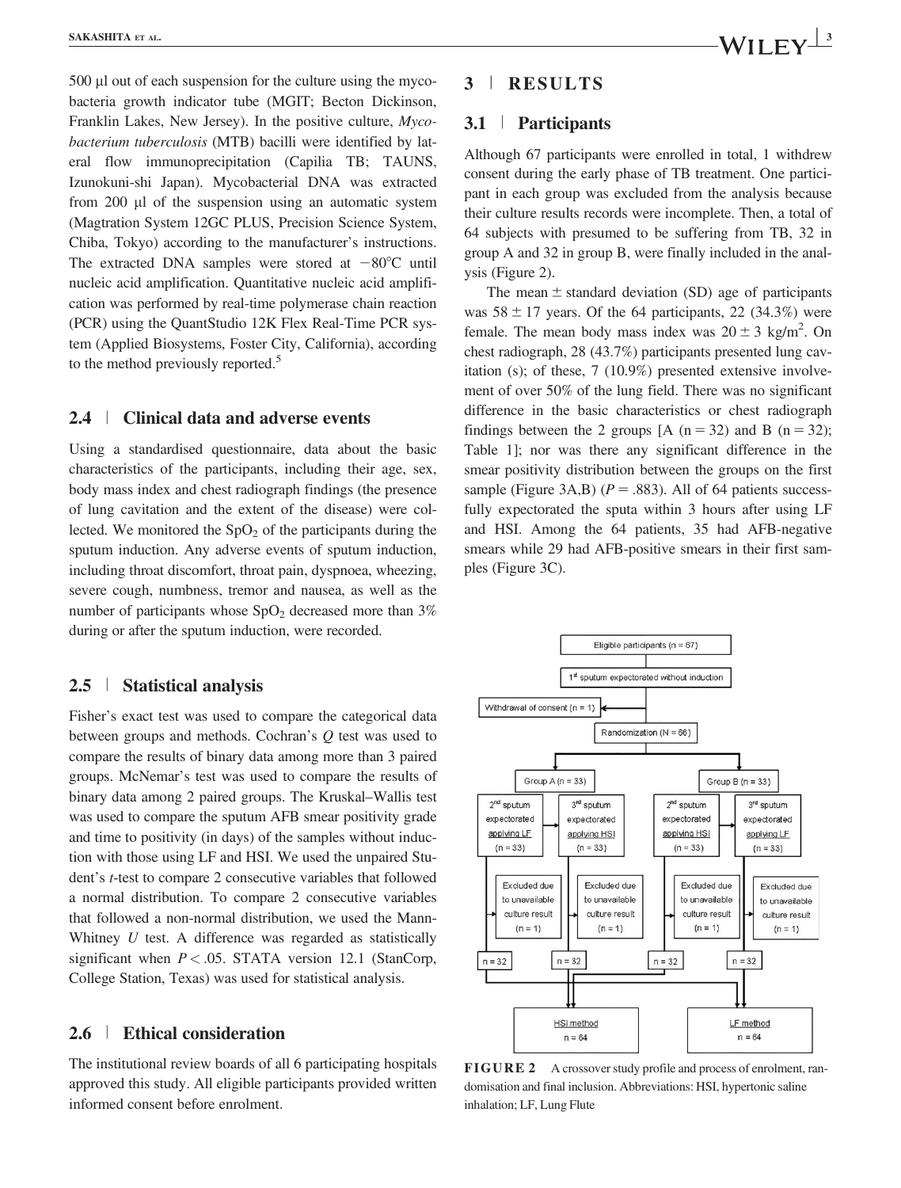500 μl out of each suspension for the culture using the mycobacteria growth indicator tube (MGIT; Becton Dickinson, Franklin Lakes, New Jersey). In the positive culture, *Mycobacterium tuberculosis* (MTB) bacilli were identified by lateral flow immunoprecipitation (Capilia TB; TAUNS, Izunokuni-shi Japan). Mycobacterial DNA was extracted from 200 μl of the suspension using an automatic system (Magtration System 12GC PLUS, Precision Science System, Chiba, Tokyo) according to the manufacturer's instructions. The extracted DNA samples were stored at −80°C until nucleic acid amplification. Quantitative nucleic acid amplification was performed by real-time polymerase chain reaction (PCR) using the QuantStudio 12K Flex Real-Time PCR system (Applied Biosystems, Foster City, California), according to the method previously reported.[5]

### 2.4 | Clinical data and adverse events

Using a standardised questionnaire, data about the basic characteristics of the participants, including their age, sex, body mass index and chest radiograph findings (the presence of lung cavitation and the extent of the disease) were collected. We monitored the $SpO_2$ of the participants during the sputum induction. Any adverse events of sputum induction, including throat discomfort, throat pain, dyspnoea, wheezing, severe cough, numbness, tremor and nausea, as well as the number of participants whose $SpO_2$ decreased more than 3% during or after the sputum induction, were recorded.

### 2.5 | Statistical analysis

Fisher's exact test was used to compare the categorical data between groups and methods. Cochran's *Q* test was used to compare the results of binary data among more than 3 paired groups. McNemar's test was used to compare the results of binary data among 2 paired groups. The Kruskal–Wallis test was used to compare the sputum AFB smear positivity grade and time to positivity (in days) of the samples without induction with those using LF and HSI. We used the unpaired Student's *t*-test to compare 2 consecutive variables that followed a normal distribution. To compare 2 consecutive variables that followed a non-normal distribution, we used the Mann-Whitney *U* test. A difference was regarded as statistically significant when $P < .05$. STATA version 12.1 (StanCorp, College Station, Texas) was used for statistical analysis.

### 2.6 | Ethical consideration

The institutional review boards of all 6 participating hospitals approved this study. All eligible participants provided written informed consent before enrolment.

## 3 | RESULTS

### 3.1 | Participants

Although 67 participants were enrolled in total, 1 withdrew consent during the early phase of TB treatment. One participant in each group was excluded from the analysis because their culture results records were incomplete. Then, a total of 64 subjects with presumed to be suffering from TB, 32 in group A and 32 in group B, were finally included in the analysis (Figure 2).

The mean ± standard deviation (SD) age of participants was 58 ± 17 years. Of the 64 participants, 22 (34.3%) were female. The mean body mass index was 20 ± 3 kg/m$^2$. On chest radiograph, 28 (43.7%) participants presented lung cavitation (s); of these, 7 (10.9%) presented extensive involvement of over 50% of the lung field. There was no significant difference in the basic characteristics or chest radiograph findings between the 2 groups [A (n = 32) and B (n = 32); Table 1]; nor was there any significant difference in the smear positivity distribution between the groups on the first sample (Figure 3A,B) ($P = .883$). All of 64 patients successfully expectorated the sputa within 3 hours after using LF and HSI. Among the 64 patients, 35 had AFB-negative smears while 29 had AFB-positive smears in their first samples (Figure 3C).

Eligible participants (n = 67)
1st sputum expectorated without induction
Withdrawal of consent (n = 1)
Randomization (N = 66)
Group A (n = 33) | Group B (n = 33)
2nd sputum expectorated applying LF (n = 33) | 3rd sputum expectorated applying HSI (n = 33) | 2nd sputum expectorated applying HSI (n = 33) | 3rd sputum expectorated applying LF (n = 33)
Excluded due to unavailable culture result (n = 1) (each)
n = 32 | n = 32 | n = 32 | n = 32
HSI method n = 64 | LF method n = 64

**FIGURE 2** A crossover study profile and process of enrolment, randomisation and final inclusion. Abbreviations: HSI, hypertonic saline inhalation; LF, Lung Flute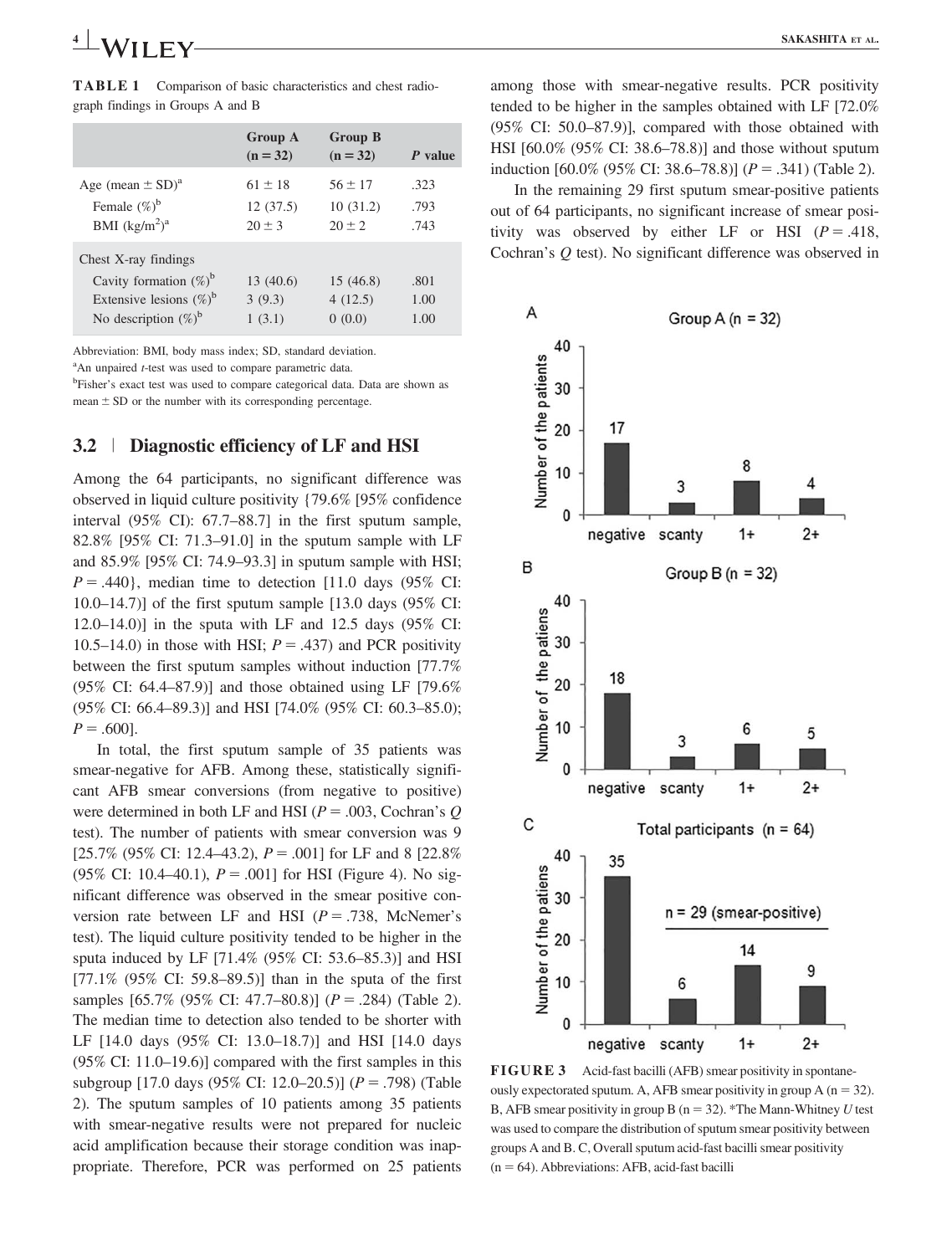**TABLE 1** Comparison of basic characteristics and chest radiograph findings in Groups A and B

| | Group A (n = 32) | Group B (n = 32) | P value |
|---|---|---|---|
| Age (mean ± SD)[a] | 61 ± 18 | 56 ± 17 | .323 |
| Female (%)[b] | 12 (37.5) | 10 (31.2) | .793 |
| BMI ($kg/m^2$)[a] | 20 ± 3 | 20 ± 2 | .743 |
| Chest X-ray findings | | | |
| Cavity formation (%)[b] | 13 (40.6) | 15 (46.8) | .801 |
| Extensive lesions (%)[b] | 3 (9.3) | 4 (12.5) | 1.00 |
| No description (%)[b] | 1 (3.1) | 0 (0.0) | 1.00 |

Abbreviation: BMI, body mass index; SD, standard deviation.

[a]An unpaired *t*-test was used to compare parametric data.

[b]Fisher's exact test was used to compare categorical data. Data are shown as mean ± SD or the number with its corresponding percentage.

### 3.2 | Diagnostic efficiency of LF and HSI

Among the 64 participants, no significant difference was observed in liquid culture positivity {79.6% [95% confidence interval (95% CI): 67.7–88.7] in the first sputum sample, 82.8% [95% CI: 71.3–91.0] in the sputum sample with LF and 85.9% [95% CI: 74.9–93.3] in sputum sample with HSI; $P = .440$}, median time to detection [11.0 days (95% CI: 10.0–14.7)] of the first sputum sample [13.0 days (95% CI: 12.0–14.0)] in the sputa with LF and 12.5 days (95% CI: 10.5–14.0) in those with HSI; $P = .437$) and PCR positivity between the first sputum samples without induction [77.7% (95% CI: 64.4–87.9)] and those obtained using LF [79.6% (95% CI: 66.4–89.3)] and HSI [74.0% (95% CI: 60.3–85.0); $P = .600$].

In total, the first sputum sample of 35 patients was smear-negative for AFB. Among these, statistically significant AFB smear conversions (from negative to positive) were determined in both LF and HSI ($P = .003$, Cochran's $Q$ test). The number of patients with smear conversion was 9 [25.7% (95% CI: 12.4–43.2), $P = .001$] for LF and 8 [22.8% (95% CI: 10.4–40.1), $P = .001$] for HSI (Figure 4). No significant difference was observed in the smear positive conversion rate between LF and HSI ($P = .738$, McNemer's test). The liquid culture positivity tended to be higher in the sputa induced by LF [71.4% (95% CI: 53.6–85.3)] and HSI [77.1% (95% CI: 59.8–89.5)] than in the sputa of the first samples [65.7% (95% CI: 47.7–80.8)] ($P = .284$) (Table 2). The median time to detection also tended to be shorter with LF [14.0 days (95% CI: 13.0–18.7)] and HSI [14.0 days (95% CI: 11.0–19.6)] compared with the first samples in this subgroup [17.0 days (95% CI: 12.0–20.5)] ($P = .798$) (Table 2). The sputum samples of 10 patients among 35 patients with smear-negative results were not prepared for nucleic acid amplification because their storage condition was inappropriate. Therefore, PCR was performed on 25 patients among those with smear-negative results. PCR positivity tended to be higher in the samples obtained with LF [72.0% (95% CI: 50.0–87.9)], compared with those obtained with HSI [60.0% (95% CI: 38.6–78.8)] and those without sputum induction [60.0% (95% CI: 38.6–78.8)] ($P = .341$) (Table 2).

In the remaining 29 first sputum smear-positive patients out of 64 participants, no significant increase of smear positivity was observed by either LF or HSI ($P = .418$, Cochran's $Q$ test). No significant difference was observed in

**FIGURE 3** Acid-fast bacilli (AFB) smear positivity in spontaneously expectorated sputum. A, AFB smear positivity in group A (n = 32). B, AFB smear positivity in group B (n = 32). *The Mann-Whitney *U* test was used to compare the distribution of sputum smear positivity between groups A and B. C, Overall sputum acid-fast bacilli smear positivity (n = 64). Abbreviations: AFB, acid-fast bacilli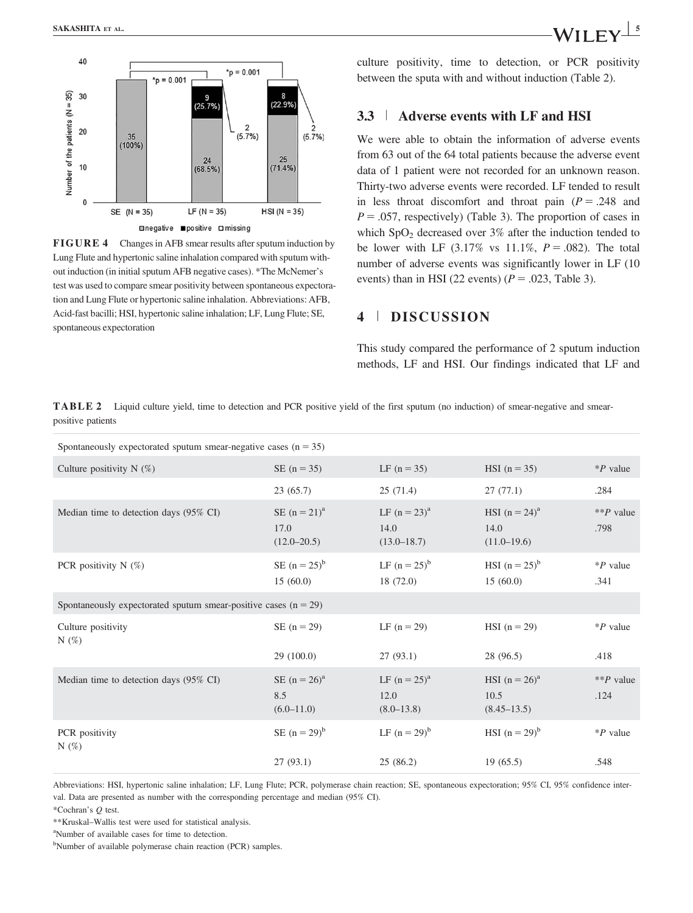FIGURE 4 Changes in AFB smear results after sputum induction by Lung Flute and hypertonic saline inhalation compared with sputum without induction (in initial sputum AFB negative cases). *The McNemer's test was used to compare smear positivity between spontaneous expectoration and Lung Flute or hypertonic saline inhalation. Abbreviations: AFB, Acid-fast bacilli; HSI, hypertonic saline inhalation; LF, Lung Flute; SE, spontaneous expectoration

culture positivity, time to detection, or PCR positivity between the sputa with and without induction (Table 2).

### 3.3 | Adverse events with LF and HSI

We were able to obtain the information of adverse events from 63 out of the 64 total patients because the adverse event data of 1 patient were not recorded for an unknown reason. Thirty-two adverse events were recorded. LF tended to result in less throat discomfort and throat pain ($P = .248$ and $P = .057$, respectively) (Table 3). The proportion of cases in which $SpO_2$ decreased over 3% after the induction tended to be lower with LF (3.17% vs 11.1%, $P = .082$). The total number of adverse events was significantly lower in LF (10 events) than in HSI (22 events) ($P = .023$, Table 3).

## 4 | DISCUSSION

This study compared the performance of 2 sputum induction methods, LF and HSI. Our findings indicated that LF and

**TABLE 2** Liquid culture yield, time to detection and PCR positive yield of the first sputum (no induction) of smear-negative and smear-positive patients

| Spontaneously expectorated sputum smear-negative cases (n = 35) | | | | |
|---|---|---|---|---|
| Culture positivity N (%) | SE (n = 35) | LF (n = 35) | HSI (n = 35) | *P value |
| | 23 (65.7) | 25 (71.4) | 27 (77.1) | .284 |
| Median time to detection days (95% CI) | SE (n = 21)[a] 17.0 (12.0–20.5) | LF (n = 23)[a] 14.0 (13.0–18.7) | HSI (n = 24)[a] 14.0 (11.0–19.6) | **P value .798 |
| PCR positivity N (%) | SE (n = 25)[b] 15 (60.0) | LF (n = 25)[b] 18 (72.0) | HSI (n = 25)[b] 15 (60.0) | *P value .341 |
| **Spontaneously expectorated sputum smear-positive cases (n = 29)** | | | | |
| Culture positivity N (%) | SE (n = 29) | LF (n = 29) | HSI (n = 29) | *P value |
| | 29 (100.0) | 27 (93.1) | 28 (96.5) | .418 |
| Median time to detection days (95% CI) | SE (n = 26)[a] 8.5 (6.0–11.0) | LF (n = 25)[a] 12.0 (8.0–13.8) | HSI (n = 26)[a] 10.5 (8.45–13.5) | **P value .124 |
| PCR positivity N (%) | SE (n = 29)[b] | LF (n = 29)[b] | HSI (n = 29)[b] | *P value |
| | 27 (93.1) | 25 (86.2) | 19 (65.5) | .548 |

Abbreviations: HSI, hypertonic saline inhalation; LF, Lung Flute; PCR, polymerase chain reaction; SE, spontaneous expectoration; 95% CI, 95% confidence interval. Data are presented as number with the corresponding percentage and median (95% CI).

*Cochran's Q test.

**Kruskal–Wallis test were used for statistical analysis.

[a]Number of available cases for time to detection.

[b]Number of available polymerase chain reaction (PCR) samples.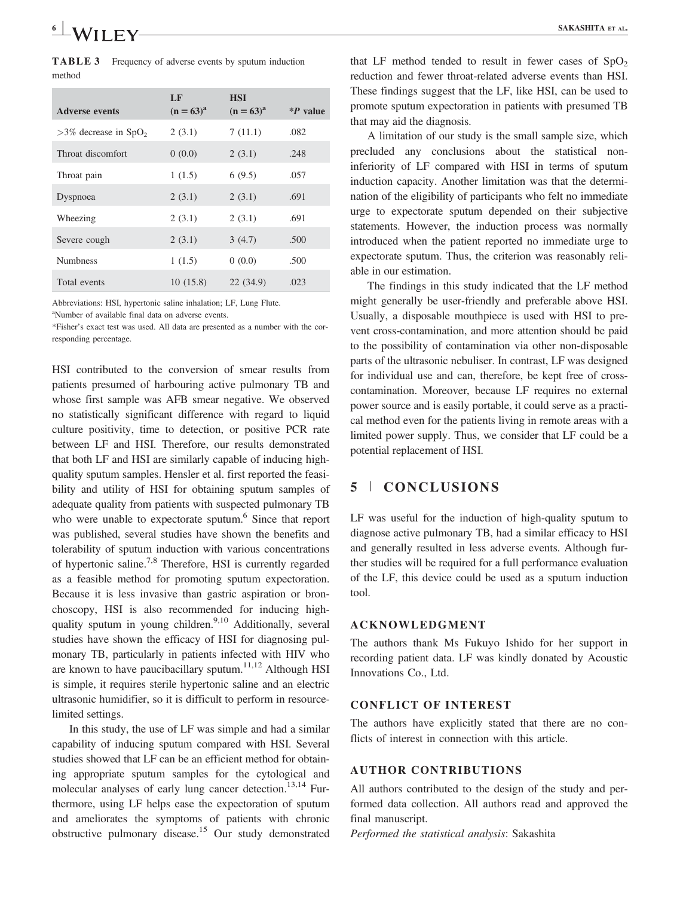**TABLE 3** Frequency of adverse events by sputum induction method

| Adverse events | LF (n = 63)[a] | HSI (n = 63)[a] | *P value |
|---|---|---|---|
| >3% decrease in $SpO_2$ | 2 (3.1) | 7 (11.1) | .082 |
| Throat discomfort | 0 (0.0) | 2 (3.1) | .248 |
| Throat pain | 1 (1.5) | 6 (9.5) | .057 |
| Dyspnoea | 2 (3.1) | 2 (3.1) | .691 |
| Wheezing | 2 (3.1) | 2 (3.1) | .691 |
| Severe cough | 2 (3.1) | 3 (4.7) | .500 |
| Numbness | 1 (1.5) | 0 (0.0) | .500 |
| Total events | 10 (15.8) | 22 (34.9) | .023 |

Abbreviations: HSI, hypertonic saline inhalation; LF, Lung Flute.
[a]Number of available final data on adverse events.
*Fisher's exact test was used. All data are presented as a number with the corresponding percentage.

HSI contributed to the conversion of smear results from patients presumed of harbouring active pulmonary TB and whose first sample was AFB smear negative. We observed no statistically significant difference with regard to liquid culture positivity, time to detection, or positive PCR rate between LF and HSI. Therefore, our results demonstrated that both LF and HSI are similarly capable of inducing high-quality sputum samples. Hensler et al. first reported the feasibility and utility of HSI for obtaining sputum samples of adequate quality from patients with suspected pulmonary TB who were unable to expectorate sputum.[6] Since that report was published, several studies have shown the benefits and tolerability of sputum induction with various concentrations of hypertonic saline.[7,8] Therefore, HSI is currently regarded as a feasible method for promoting sputum expectoration. Because it is less invasive than gastric aspiration or bronchoscopy, HSI is also recommended for inducing high-quality sputum in young children.[9,10] Additionally, several studies have shown the efficacy of HSI for diagnosing pulmonary TB, particularly in patients infected with HIV who are known to have paucibacillary sputum.[11,12] Although HSI is simple, it requires sterile hypertonic saline and an electric ultrasonic humidifier, so it is difficult to perform in resource-limited settings.

In this study, the use of LF was simple and had a similar capability of inducing sputum compared with HSI. Several studies showed that LF can be an efficient method for obtaining appropriate sputum samples for the cytological and molecular analyses of early lung cancer detection.[13,14] Furthermore, using LF helps ease the expectoration of sputum and ameliorates the symptoms of patients with chronic obstructive pulmonary disease.[15] Our study demonstrated that LF method tended to result in fewer cases of $SpO_2$ reduction and fewer throat-related adverse events than HSI. These findings suggest that the LF, like HSI, can be used to promote sputum expectoration in patients with presumed TB that may aid the diagnosis.

A limitation of our study is the small sample size, which precluded any conclusions about the statistical non-inferiority of LF compared with HSI in terms of sputum induction capacity. Another limitation was that the determination of the eligibility of participants who felt no immediate urge to expectorate sputum depended on their subjective statements. However, the induction process was normally introduced when the patient reported no immediate urge to expectorate sputum. Thus, the criterion was reasonably reliable in our estimation.

The findings in this study indicated that the LF method might generally be user-friendly and preferable above HSI. Usually, a disposable mouthpiece is used with HSI to prevent cross-contamination, and more attention should be paid to the possibility of contamination via other non-disposable parts of the ultrasonic nebuliser. In contrast, LF was designed for individual use and can, therefore, be kept free of cross-contamination. Moreover, because LF requires no external power source and is easily portable, it could serve as a practical method even for the patients living in remote areas with a limited power supply. Thus, we consider that LF could be a potential replacement of HSI.

## 5 | CONCLUSIONS

LF was useful for the induction of high-quality sputum to diagnose active pulmonary TB, had a similar efficacy to HSI and generally resulted in less adverse events. Although further studies will be required for a full performance evaluation of the LF, this device could be used as a sputum induction tool.

### ACKNOWLEDGMENT

The authors thank Ms Fukuyo Ishido for her support in recording patient data. LF was kindly donated by Acoustic Innovations Co., Ltd.

### CONFLICT OF INTEREST

The authors have explicitly stated that there are no conflicts of interest in connection with this article.

### AUTHOR CONTRIBUTIONS

All authors contributed to the design of the study and performed data collection. All authors read and approved the final manuscript.

*Performed the statistical analysis*: Sakashita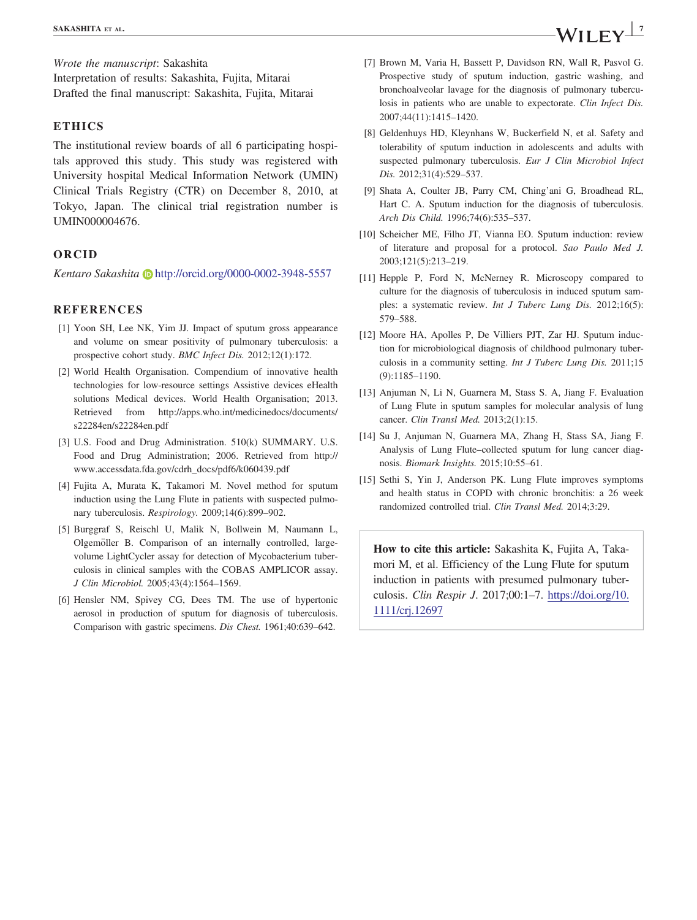*Wrote the manuscript*: Sakashita
Interpretation of results: Sakashita, Fujita, Mitarai
Drafted the final manuscript: Sakashita, Fujita, Mitarai

## ETHICS

The institutional review boards of all 6 participating hospitals approved this study. This study was registered with University hospital Medical Information Network (UMIN) Clinical Trials Registry (CTR) on December 8, 2010, at Tokyo, Japan. The clinical trial registration number is UMIN000004676.

## ORCID

*Kentaro Sakashita* http://orcid.org/0000-0002-3948-5557

## REFERENCES

[1] Yoon SH, Lee NK, Yim JJ. Impact of sputum gross appearance and volume on smear positivity of pulmonary tuberculosis: a prospective cohort study. *BMC Infect Dis.* 2012;12(1):172.

[2] World Health Organisation. Compendium of innovative health technologies for low-resource settings Assistive devices eHealth solutions Medical devices. World Health Organisation; 2013. Retrieved from http://apps.who.int/medicinedocs/documents/s22284en/s22284en.pdf

[3] U.S. Food and Drug Administration. 510(k) SUMMARY. U.S. Food and Drug Administration; 2006. Retrieved from http://www.accessdata.fda.gov/cdrh_docs/pdf6/k060439.pdf

[4] Fujita A, Murata K, Takamori M. Novel method for sputum induction using the Lung Flute in patients with suspected pulmonary tuberculosis. *Respirology.* 2009;14(6):899–902.

[5] Burggraf S, Reischl U, Malik N, Bollwein M, Naumann L, Olgemöller B. Comparison of an internally controlled, large-volume LightCycler assay for detection of Mycobacterium tuberculosis in clinical samples with the COBAS AMPLICOR assay. *J Clin Microbiol.* 2005;43(4):1564–1569.

[6] Hensler NM, Spivey CG, Dees TM. The use of hypertonic aerosol in production of sputum for diagnosis of tuberculosis. Comparison with gastric specimens. *Dis Chest.* 1961;40:639–642.

[7] Brown M, Varia H, Bassett P, Davidson RN, Wall R, Pasvol G. Prospective study of sputum induction, gastric washing, and bronchoalveolar lavage for the diagnosis of pulmonary tuberculosis in patients who are unable to expectorate. *Clin Infect Dis.* 2007;44(11):1415–1420.

[8] Geldenhuys HD, Kleynhans W, Buckerfield N, et al. Safety and tolerability of sputum induction in adolescents and adults with suspected pulmonary tuberculosis. *Eur J Clin Microbiol Infect Dis.* 2012;31(4):529–537.

[9] Shata A, Coulter JB, Parry CM, Ching'ani G, Broadhead RL, Hart C. A. Sputum induction for the diagnosis of tuberculosis. *Arch Dis Child.* 1996;74(6):535–537.

[10] Scheicher ME, Filho JT, Vianna EO. Sputum induction: review of literature and proposal for a protocol. *Sao Paulo Med J.* 2003;121(5):213–219.

[11] Hepple P, Ford N, McNerney R. Microscopy compared to culture for the diagnosis of tuberculosis in induced sputum samples: a systematic review. *Int J Tuberc Lung Dis.* 2012;16(5):579–588.

[12] Moore HA, Apolles P, De Villiers PJT, Zar HJ. Sputum induction for microbiological diagnosis of childhood pulmonary tuberculosis in a community setting. *Int J Tuberc Lung Dis.* 2011;15(9):1185–1190.

[13] Anjuman N, Li N, Guarnera M, Stass S. A, Jiang F. Evaluation of Lung Flute in sputum samples for molecular analysis of lung cancer. *Clin Transl Med.* 2013;2(1):15.

[14] Su J, Anjuman N, Guarnera MA, Zhang H, Stass SA, Jiang F. Analysis of Lung Flute–collected sputum for lung cancer diagnosis. *Biomark Insights.* 2015;10:55–61.

[15] Sethi S, Yin J, Anderson PK. Lung Flute improves symptoms and health status in COPD with chronic bronchitis: a 26 week randomized controlled trial. *Clin Transl Med.* 2014;3:29.

**How to cite this article:** Sakashita K, Fujita A, Takamori M, et al. Efficiency of the Lung Flute for sputum induction in patients with presumed pulmonary tuberculosis. *Clin Respir J.* 2017;00:1–7. https://doi.org/10.1111/crj.12697